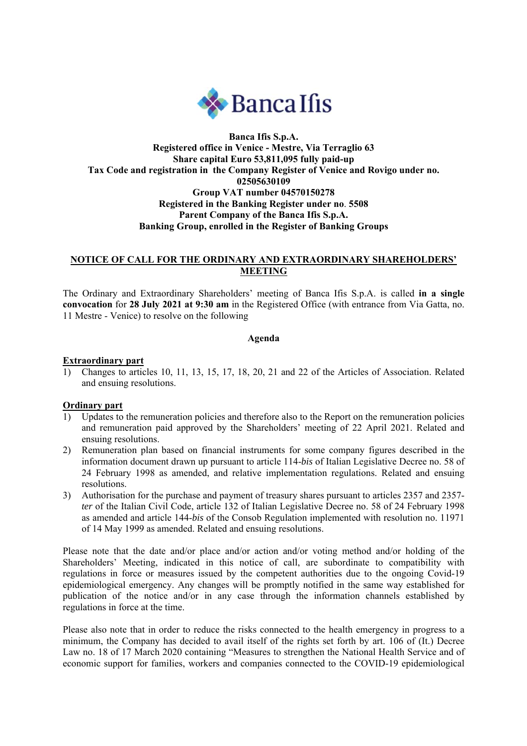**Banca Ifis S.p.A.**
**Registered office in Venice - Mestre, Via Terraglio 63**
**Share capital Euro 53,811,095 fully paid-up**
**Tax Code and registration in the Company Register of Venice and Rovigo under no. 02505630109**
**Group VAT number 04570150278**
**Registered in the Banking Register under no. 5508**
**Parent Company of the Banca Ifis S.p.A. Banking Group, enrolled in the Register of Banking Groups**

# NOTICE OF CALL FOR THE ORDINARY AND EXTRAORDINARY SHAREHOLDERS' MEETING

The Ordinary and Extraordinary Shareholders' meeting of Banca Ifis S.p.A. is called **in a single convocation** for **28 July 2021 at 9:30 am** in the Registered Office (with entrance from Via Gatta, no. 11 Mestre - Venice) to resolve on the following

## Agenda

**Extraordinary part**

1) Changes to articles 10, 11, 13, 15, 17, 18, 20, 21 and 22 of the Articles of Association. Related and ensuing resolutions.

**Ordinary part**

1) Updates to the remuneration policies and therefore also to the Report on the remuneration policies and remuneration paid approved by the Shareholders' meeting of 22 April 2021. Related and ensuing resolutions.
2) Remuneration plan based on financial instruments for some company figures described in the information document drawn up pursuant to article 114-*bis* of Italian Legislative Decree no. 58 of 24 February 1998 as amended, and relative implementation regulations. Related and ensuing resolutions.
3) Authorisation for the purchase and payment of treasury shares pursuant to articles 2357 and 2357-*ter* of the Italian Civil Code, article 132 of Italian Legislative Decree no. 58 of 24 February 1998 as amended and article 144-*bis* of the Consob Regulation implemented with resolution no. 11971 of 14 May 1999 as amended. Related and ensuing resolutions.

Please note that the date and/or place and/or action and/or voting method and/or holding of the Shareholders' Meeting, indicated in this notice of call, are subordinate to compatibility with regulations in force or measures issued by the competent authorities due to the ongoing Covid-19 epidemiological emergency. Any changes will be promptly notified in the same way established for publication of the notice and/or in any case through the information channels established by regulations in force at the time.

Please also note that in order to reduce the risks connected to the health emergency in progress to a minimum, the Company has decided to avail itself of the rights set forth by art. 106 of (It.) Decree Law no. 18 of 17 March 2020 containing "Measures to strengthen the National Health Service and of economic support for families, workers and companies connected to the COVID-19 epidemiological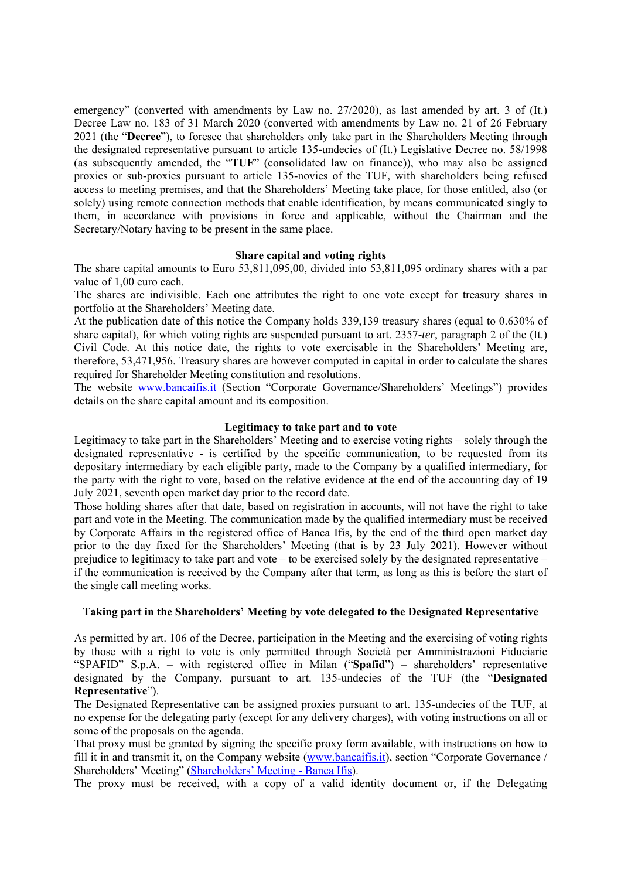emergency" (converted with amendments by Law no. 27/2020), as last amended by art. 3 of (It.) Decree Law no. 183 of 31 March 2020 (converted with amendments by Law no. 21 of 26 February 2021 (the "**Decree**"), to foresee that shareholders only take part in the Shareholders Meeting through the designated representative pursuant to article 135-undecies of (It.) Legislative Decree no. 58/1998 (as subsequently amended, the "**TUF**" (consolidated law on finance)), who may also be assigned proxies or sub-proxies pursuant to article 135-novies of the TUF, with shareholders being refused access to meeting premises, and that the Shareholders' Meeting take place, for those entitled, also (or solely) using remote connection methods that enable identification, by means communicated singly to them, in accordance with provisions in force and applicable, without the Chairman and the Secretary/Notary having to be present in the same place.

## Share capital and voting rights

The share capital amounts to Euro 53,811,095,00, divided into 53,811,095 ordinary shares with a par value of 1,00 euro each.

The shares are indivisible. Each one attributes the right to one vote except for treasury shares in portfolio at the Shareholders' Meeting date.

At the publication date of this notice the Company holds 339,139 treasury shares (equal to 0.630% of share capital), for which voting rights are suspended pursuant to art. 2357-*ter*, paragraph 2 of the (It.) Civil Code. At this notice date, the rights to vote exercisable in the Shareholders' Meeting are, therefore, 53,471,956. Treasury shares are however computed in capital in order to calculate the shares required for Shareholder Meeting constitution and resolutions.

The website www.bancaifis.it (Section "Corporate Governance/Shareholders' Meetings") provides details on the share capital amount and its composition.

## Legitimacy to take part and to vote

Legitimacy to take part in the Shareholders' Meeting and to exercise voting rights – solely through the designated representative - is certified by the specific communication, to be requested from its depositary intermediary by each eligible party, made to the Company by a qualified intermediary, for the party with the right to vote, based on the relative evidence at the end of the accounting day of 19 July 2021, seventh open market day prior to the record date.

Those holding shares after that date, based on registration in accounts, will not have the right to take part and vote in the Meeting. The communication made by the qualified intermediary must be received by Corporate Affairs in the registered office of Banca Ifis, by the end of the third open market day prior to the day fixed for the Shareholders' Meeting (that is by 23 July 2021). However without prejudice to legitimacy to take part and vote – to be exercised solely by the designated representative – if the communication is received by the Company after that term, as long as this is before the start of the single call meeting works.

## Taking part in the Shareholders' Meeting by vote delegated to the Designated Representative

As permitted by art. 106 of the Decree, participation in the Meeting and the exercising of voting rights by those with a right to vote is only permitted through Società per Amministrazioni Fiduciarie "SPAFID" S.p.A. – with registered office in Milan ("**Spafid**") – shareholders' representative designated by the Company, pursuant to art. 135-undecies of the TUF (the "**Designated Representative**").

The Designated Representative can be assigned proxies pursuant to art. 135-undecies of the TUF, at no expense for the delegating party (except for any delivery charges), with voting instructions on all or some of the proposals on the agenda.

That proxy must be granted by signing the specific proxy form available, with instructions on how to fill it in and transmit it, on the Company website (www.bancaifis.it), section "Corporate Governance / Shareholders' Meeting" (Shareholders' Meeting - Banca Ifis).

The proxy must be received, with a copy of a valid identity document or, if the Delegating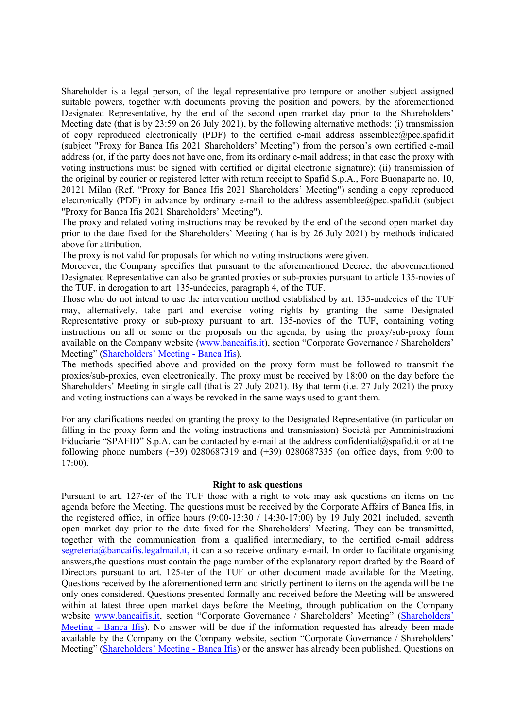Shareholder is a legal person, of the legal representative pro tempore or another subject assigned suitable powers, together with documents proving the position and powers, by the aforementioned Designated Representative, by the end of the second open market day prior to the Shareholders' Meeting date (that is by 23:59 on 26 July 2021), by the following alternative methods: (i) transmission of copy reproduced electronically (PDF) to the certified e-mail address assemblee@pec.spafid.it (subject "Proxy for Banca Ifis 2021 Shareholders' Meeting") from the person's own certified e-mail address (or, if the party does not have one, from its ordinary e-mail address; in that case the proxy with voting instructions must be signed with certified or digital electronic signature); (ii) transmission of the original by courier or registered letter with return receipt to Spafid S.p.A., Foro Buonaparte no. 10, 20121 Milan (Ref. "Proxy for Banca Ifis 2021 Shareholders' Meeting") sending a copy reproduced electronically (PDF) in advance by ordinary e-mail to the address assemblee@pec.spafid.it (subject "Proxy for Banca Ifis 2021 Shareholders' Meeting").

The proxy and related voting instructions may be revoked by the end of the second open market day prior to the date fixed for the Shareholders' Meeting (that is by 26 July 2021) by methods indicated above for attribution.

The proxy is not valid for proposals for which no voting instructions were given.

Moreover, the Company specifies that pursuant to the aforementioned Decree, the abovementioned Designated Representative can also be granted proxies or sub-proxies pursuant to article 135-novies of the TUF, in derogation to art. 135-undecies, paragraph 4, of the TUF.

Those who do not intend to use the intervention method established by art. 135-undecies of the TUF may, alternatively, take part and exercise voting rights by granting the same Designated Representative proxy or sub-proxy pursuant to art. 135-novies of the TUF, containing voting instructions on all or some or the proposals on the agenda, by using the proxy/sub-proxy form available on the Company website (www.bancaifis.it), section "Corporate Governance / Shareholders' Meeting" (Shareholders' Meeting - Banca Ifis).

The methods specified above and provided on the proxy form must be followed to transmit the proxies/sub-proxies, even electronically. The proxy must be received by 18:00 on the day before the Shareholders' Meeting in single call (that is 27 July 2021). By that term (i.e. 27 July 2021) the proxy and voting instructions can always be revoked in the same ways used to grant them.

For any clarifications needed on granting the proxy to the Designated Representative (in particular on filling in the proxy form and the voting instructions and transmission) Società per Amministrazioni Fiduciarie "SPAFID" S.p.A. can be contacted by e-mail at the address confidential@spafid.it or at the following phone numbers (+39) 0280687319 and (+39) 0280687335 (on office days, from 9:00 to 17:00).

## Right to ask questions

Pursuant to art. 127-*ter* of the TUF those with a right to vote may ask questions on items on the agenda before the Meeting. The questions must be received by the Corporate Affairs of Banca Ifis, in the registered office, in office hours (9:00-13:30 / 14:30-17:00) by 19 July 2021 included, seventh open market day prior to the date fixed for the Shareholders' Meeting. They can be transmitted, together with the communication from a qualified intermediary, to the certified e-mail address segreteria@bancaifis.legalmail.it, it can also receive ordinary e-mail. In order to facilitate organising answers,the questions must contain the page number of the explanatory report drafted by the Board of Directors pursuant to art. 125-ter of the TUF or other document made available for the Meeting. Questions received by the aforementioned term and strictly pertinent to items on the agenda will be the only ones considered. Questions presented formally and received before the Meeting will be answered within at latest three open market days before the Meeting, through publication on the Company website www.bancaifis.it, section "Corporate Governance / Shareholders' Meeting" (Shareholders' Meeting - Banca Ifis). No answer will be due if the information requested has already been made available by the Company on the Company website, section "Corporate Governance / Shareholders' Meeting" (Shareholders' Meeting - Banca Ifis) or the answer has already been published. Questions on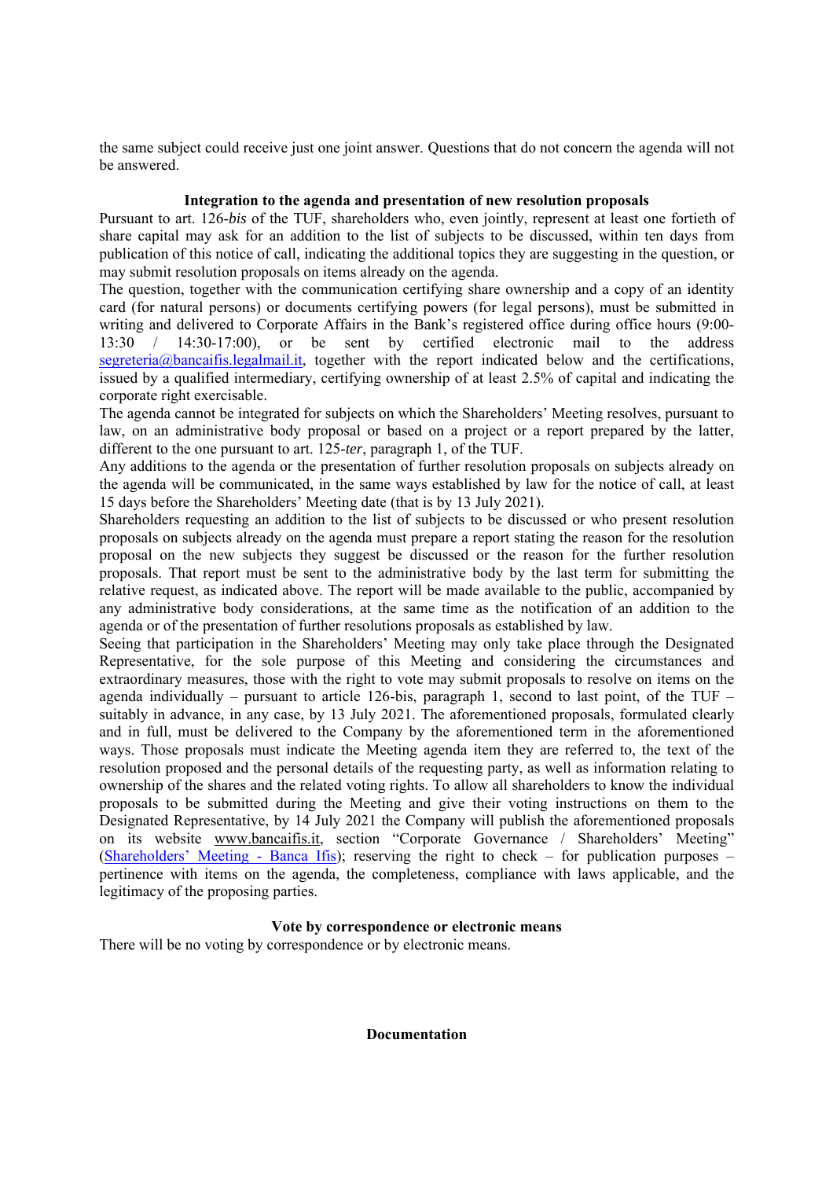the same subject could receive just one joint answer. Questions that do not concern the agenda will not be answered.

### Integration to the agenda and presentation of new resolution proposals

Pursuant to art. 126-*bis* of the TUF, shareholders who, even jointly, represent at least one fortieth of share capital may ask for an addition to the list of subjects to be discussed, within ten days from publication of this notice of call, indicating the additional topics they are suggesting in the question, or may submit resolution proposals on items already on the agenda.

The question, together with the communication certifying share ownership and a copy of an identity card (for natural persons) or documents certifying powers (for legal persons), must be submitted in writing and delivered to Corporate Affairs in the Bank's registered office during office hours (9:00-13:30 / 14:30-17:00), or be sent by certified electronic mail to the address segreteria@bancaifis.legalmail.it, together with the report indicated below and the certifications, issued by a qualified intermediary, certifying ownership of at least 2.5% of capital and indicating the corporate right exercisable.

The agenda cannot be integrated for subjects on which the Shareholders' Meeting resolves, pursuant to law, on an administrative body proposal or based on a project or a report prepared by the latter, different to the one pursuant to art. 125-*ter*, paragraph 1, of the TUF.

Any additions to the agenda or the presentation of further resolution proposals on subjects already on the agenda will be communicated, in the same ways established by law for the notice of call, at least 15 days before the Shareholders' Meeting date (that is by 13 July 2021).

Shareholders requesting an addition to the list of subjects to be discussed or who present resolution proposals on subjects already on the agenda must prepare a report stating the reason for the resolution proposal on the new subjects they suggest be discussed or the reason for the further resolution proposals. That report must be sent to the administrative body by the last term for submitting the relative request, as indicated above. The report will be made available to the public, accompanied by any administrative body considerations, at the same time as the notification of an addition to the agenda or of the presentation of further resolutions proposals as established by law.

Seeing that participation in the Shareholders' Meeting may only take place through the Designated Representative, for the sole purpose of this Meeting and considering the circumstances and extraordinary measures, those with the right to vote may submit proposals to resolve on items on the agenda individually – pursuant to article 126-bis, paragraph 1, second to last point, of the TUF – suitably in advance, in any case, by 13 July 2021. The aforementioned proposals, formulated clearly and in full, must be delivered to the Company by the aforementioned term in the aforementioned ways. Those proposals must indicate the Meeting agenda item they are referred to, the text of the resolution proposed and the personal details of the requesting party, as well as information relating to ownership of the shares and the related voting rights. To allow all shareholders to know the individual proposals to be submitted during the Meeting and give their voting instructions on them to the Designated Representative, by 14 July 2021 the Company will publish the aforementioned proposals on its website www.bancaifis.it, section "Corporate Governance / Shareholders' Meeting" (Shareholders' Meeting - Banca Ifis); reserving the right to check – for publication purposes – pertinence with items on the agenda, the completeness, compliance with laws applicable, and the legitimacy of the proposing parties.

### Vote by correspondence or electronic means

There will be no voting by correspondence or by electronic means.

### Documentation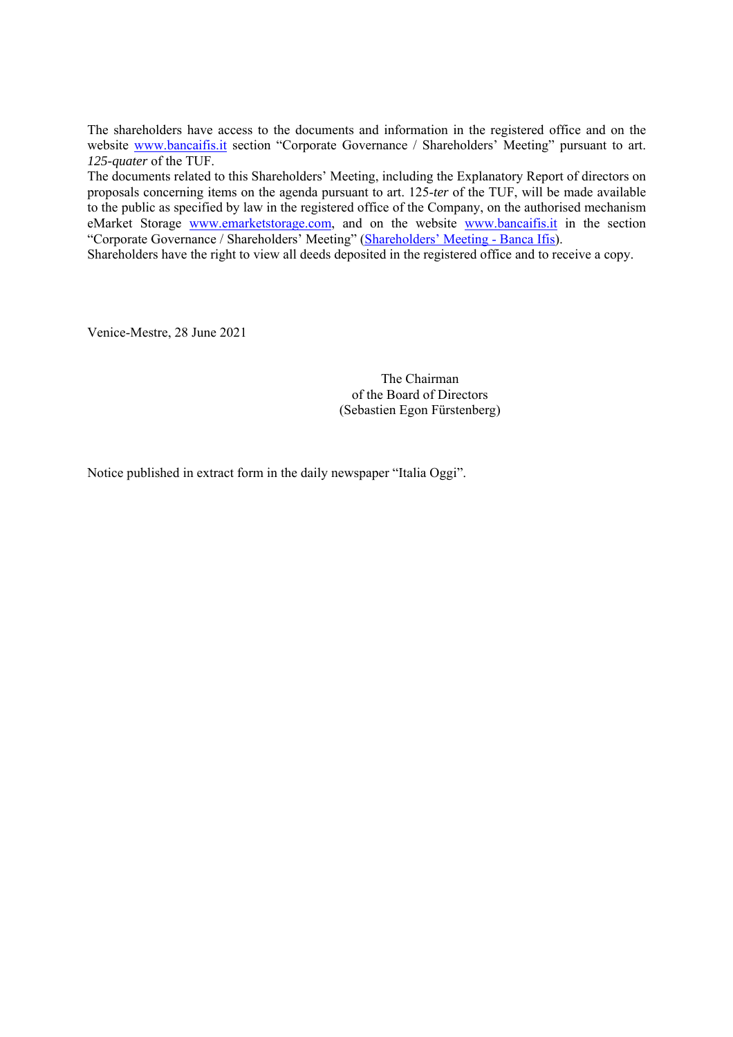The shareholders have access to the documents and information in the registered office and on the website www.bancaifis.it section "Corporate Governance / Shareholders' Meeting" pursuant to art. *125-quater* of the TUF.

The documents related to this Shareholders' Meeting, including the Explanatory Report of directors on proposals concerning items on the agenda pursuant to art. 125-*ter* of the TUF, will be made available to the public as specified by law in the registered office of the Company, on the authorised mechanism eMarket Storage www.emarketstorage.com, and on the website www.bancaifis.it in the section "Corporate Governance / Shareholders' Meeting" (Shareholders' Meeting - Banca Ifis).

Shareholders have the right to view all deeds deposited in the registered office and to receive a copy.

Venice-Mestre, 28 June 2021

The Chairman
of the Board of Directors
(Sebastien Egon Fürstenberg)

Notice published in extract form in the daily newspaper "Italia Oggi".